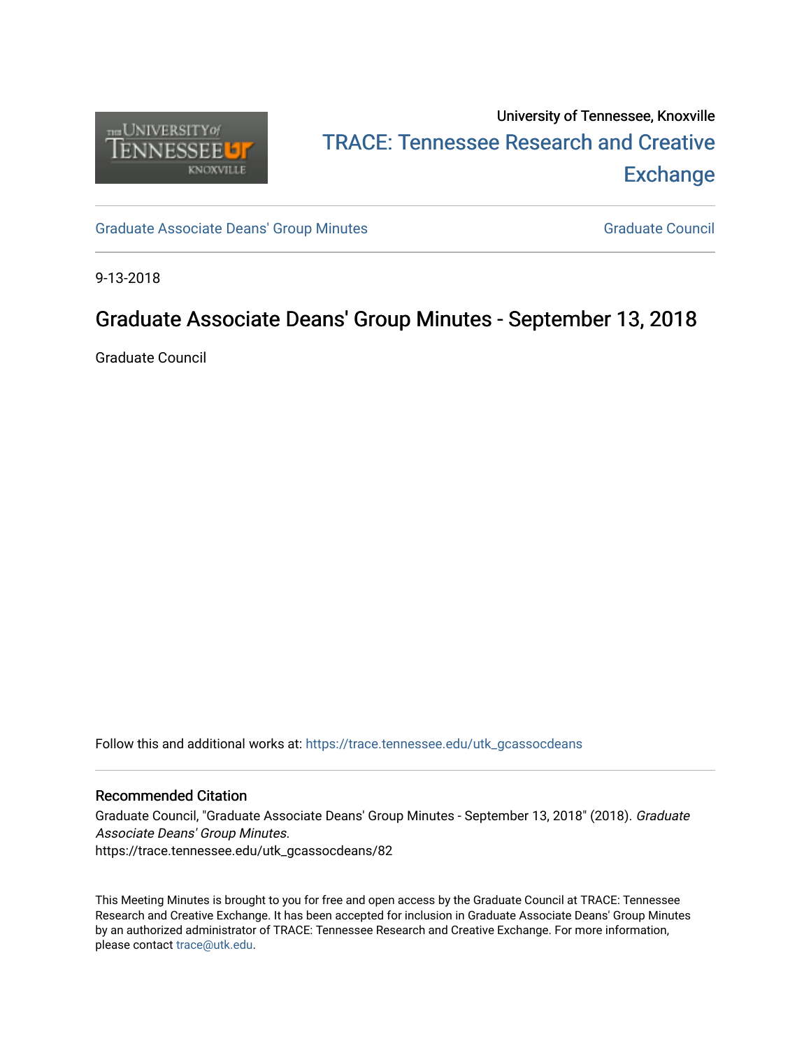University of Tennessee, Knoxville

TRACE: Tennessee Research and Creative Exchange

Graduate Associate Deans' Group Minutes

Graduate Council

9-13-2018

# Graduate Associate Deans' Group Minutes - September 13, 2018

Graduate Council

Follow this and additional works at: https://trace.tennessee.edu/utk_gcassocdeans

## Recommended Citation

Graduate Council, "Graduate Associate Deans' Group Minutes - September 13, 2018" (2018). *Graduate Associate Deans' Group Minutes*.
https://trace.tennessee.edu/utk_gcassocdeans/82

This Meeting Minutes is brought to you for free and open access by the Graduate Council at TRACE: Tennessee Research and Creative Exchange. It has been accepted for inclusion in Graduate Associate Deans' Group Minutes by an authorized administrator of TRACE: Tennessee Research and Creative Exchange. For more information, please contact trace@utk.edu.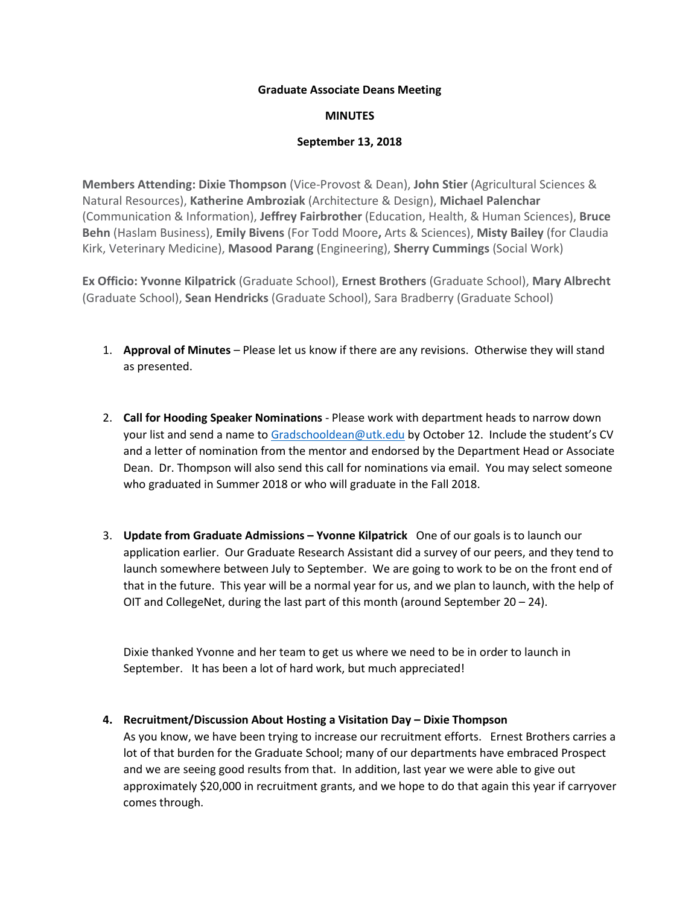**Graduate Associate Deans Meeting**

**MINUTES**

**September 13, 2018**

**Members Attending: Dixie Thompson** (Vice-Provost & Dean), **John Stier** (Agricultural Sciences & Natural Resources), **Katherine Ambroziak** (Architecture & Design), **Michael Palenchar** (Communication & Information), **Jeffrey Fairbrother** (Education, Health, & Human Sciences), **Bruce Behn** (Haslam Business), **Emily Bivens** (For Todd Moore**,** Arts & Sciences), **Misty Bailey** (for Claudia Kirk, Veterinary Medicine), **Masood Parang** (Engineering), **Sherry Cummings** (Social Work)

**Ex Officio: Yvonne Kilpatrick** (Graduate School), **Ernest Brothers** (Graduate School), **Mary Albrecht** (Graduate School), **Sean Hendricks** (Graduate School), Sara Bradberry (Graduate School)

1. **Approval of Minutes** – Please let us know if there are any revisions. Otherwise they will stand as presented.

2. **Call for Hooding Speaker Nominations** - Please work with department heads to narrow down your list and send a name to Gradschooldean@utk.edu by October 12. Include the student's CV and a letter of nomination from the mentor and endorsed by the Department Head or Associate Dean. Dr. Thompson will also send this call for nominations via email. You may select someone who graduated in Summer 2018 or who will graduate in the Fall 2018.

3. **Update from Graduate Admissions – Yvonne Kilpatrick** One of our goals is to launch our application earlier. Our Graduate Research Assistant did a survey of our peers, and they tend to launch somewhere between July to September. We are going to work to be on the front end of that in the future. This year will be a normal year for us, and we plan to launch, with the help of OIT and CollegeNet, during the last part of this month (around September 20 – 24).

   Dixie thanked Yvonne and her team to get us where we need to be in order to launch in September. It has been a lot of hard work, but much appreciated!

4. **Recruitment/Discussion About Hosting a Visitation Day – Dixie Thompson**
   As you know, we have been trying to increase our recruitment efforts. Ernest Brothers carries a lot of that burden for the Graduate School; many of our departments have embraced Prospect and we are seeing good results from that. In addition, last year we were able to give out approximately $20,000 in recruitment grants, and we hope to do that again this year if carryover comes through.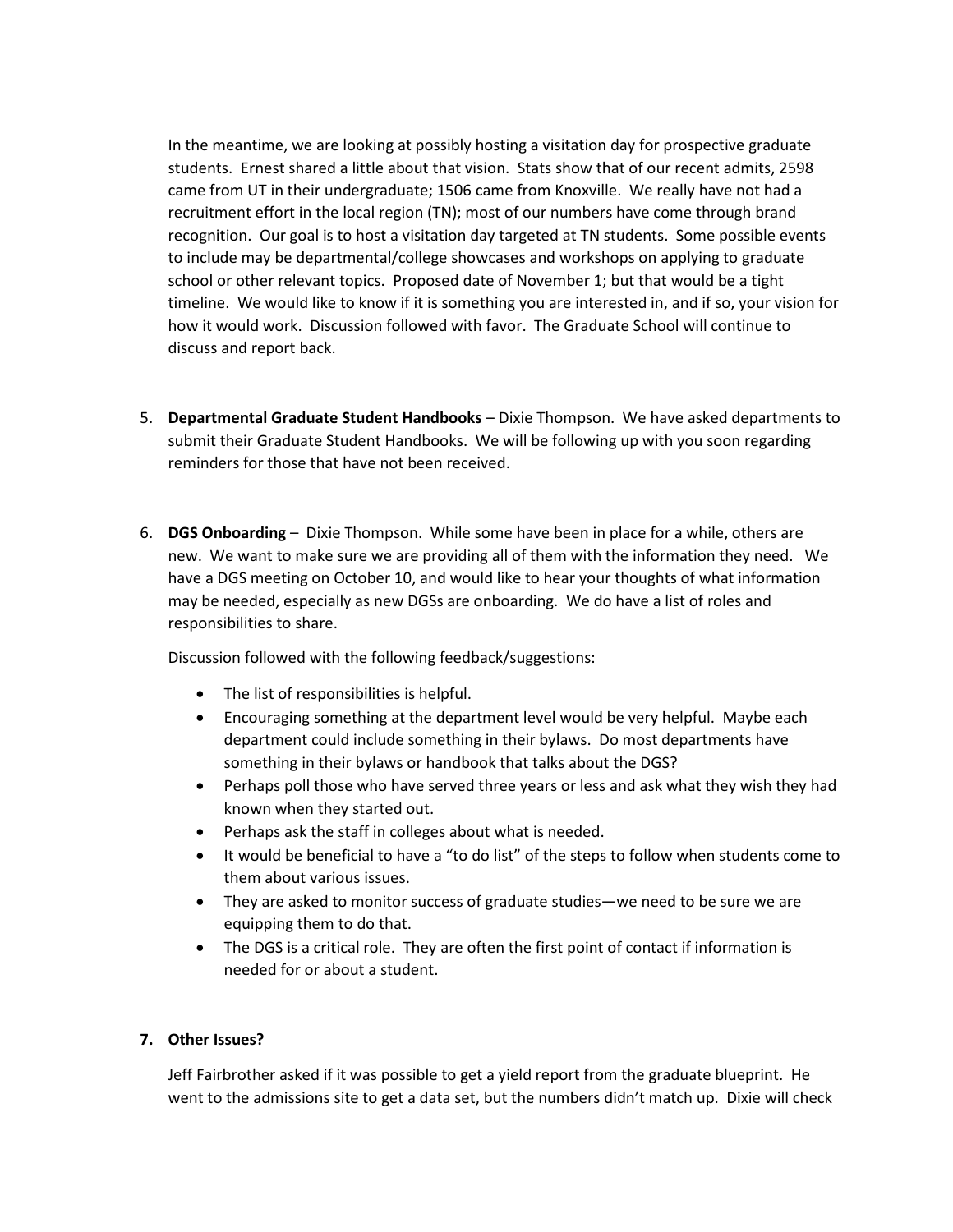In the meantime, we are looking at possibly hosting a visitation day for prospective graduate students. Ernest shared a little about that vision. Stats show that of our recent admits, 2598 came from UT in their undergraduate; 1506 came from Knoxville. We really have not had a recruitment effort in the local region (TN); most of our numbers have come through brand recognition. Our goal is to host a visitation day targeted at TN students. Some possible events to include may be departmental/college showcases and workshops on applying to graduate school or other relevant topics. Proposed date of November 1; but that would be a tight timeline. We would like to know if it is something you are interested in, and if so, your vision for how it would work. Discussion followed with favor. The Graduate School will continue to discuss and report back.

5. **Departmental Graduate Student Handbooks** – Dixie Thompson. We have asked departments to submit their Graduate Student Handbooks. We will be following up with you soon regarding reminders for those that have not been received.

6. **DGS Onboarding** – Dixie Thompson. While some have been in place for a while, others are new. We want to make sure we are providing all of them with the information they need. We have a DGS meeting on October 10, and would like to hear your thoughts of what information may be needed, especially as new DGSs are onboarding. We do have a list of roles and responsibilities to share.

   Discussion followed with the following feedback/suggestions:

   - The list of responsibilities is helpful.
   - Encouraging something at the department level would be very helpful. Maybe each department could include something in their bylaws. Do most departments have something in their bylaws or handbook that talks about the DGS?
   - Perhaps poll those who have served three years or less and ask what they wish they had known when they started out.
   - Perhaps ask the staff in colleges about what is needed.
   - It would be beneficial to have a "to do list" of the steps to follow when students come to them about various issues.
   - They are asked to monitor success of graduate studies—we need to be sure we are equipping them to do that.
   - The DGS is a critical role. They are often the first point of contact if information is needed for or about a student.

7. **Other Issues?**

   Jeff Fairbrother asked if it was possible to get a yield report from the graduate blueprint. He went to the admissions site to get a data set, but the numbers didn't match up. Dixie will check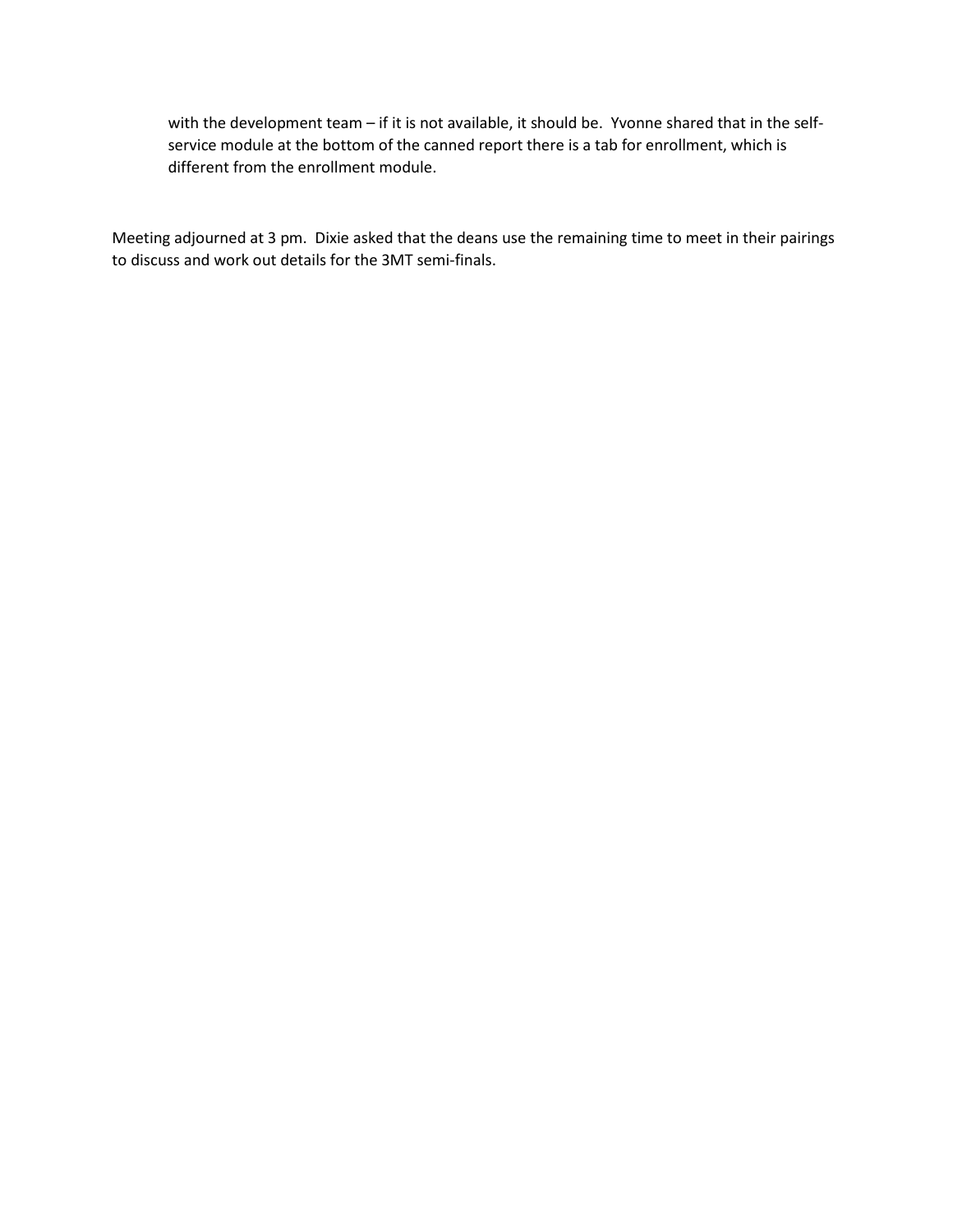with the development team – if it is not available, it should be. Yvonne shared that in the self-service module at the bottom of the canned report there is a tab for enrollment, which is different from the enrollment module.

Meeting adjourned at 3 pm. Dixie asked that the deans use the remaining time to meet in their pairings to discuss and work out details for the 3MT semi-finals.